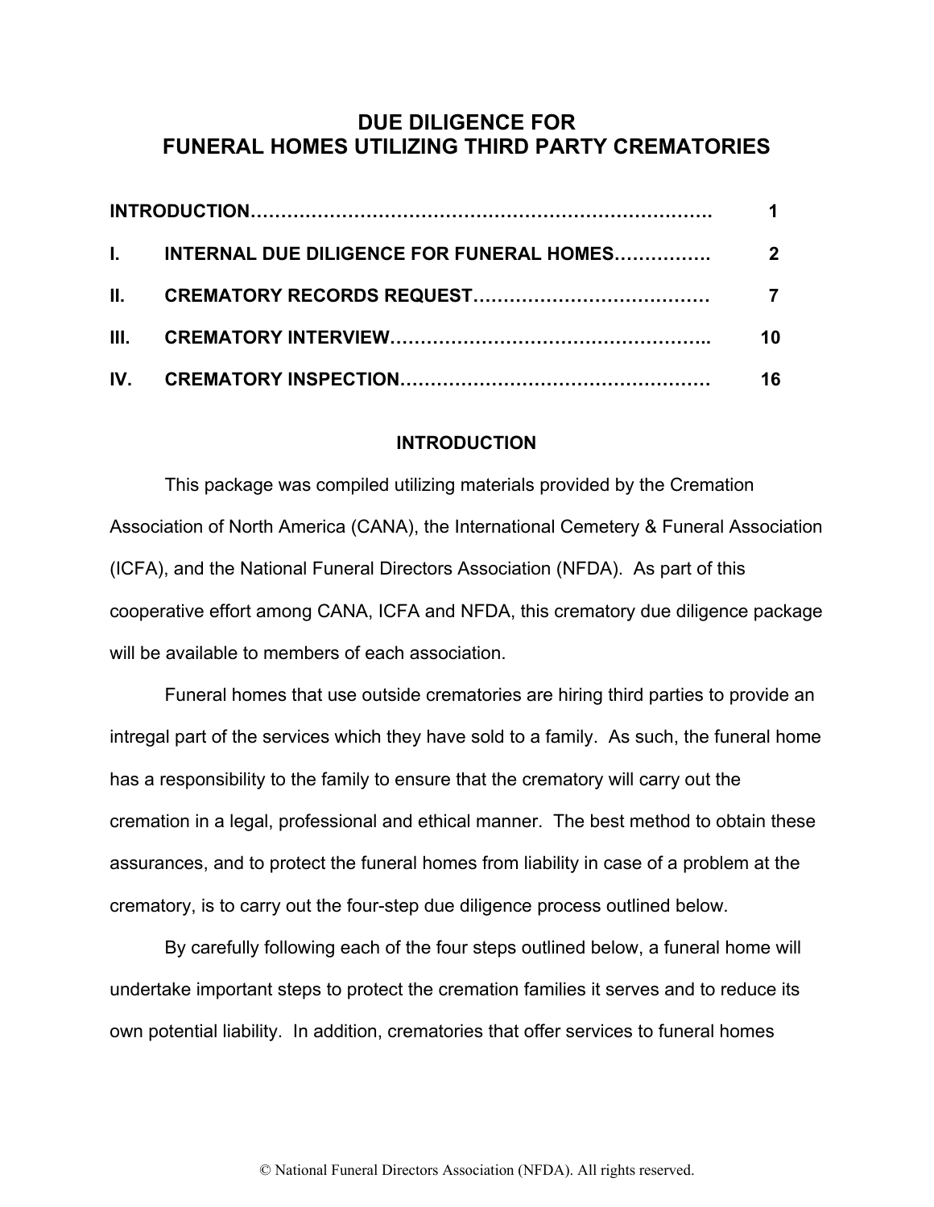# DUE DILIGENCE FOR FUNERAL HOMES UTILIZING THIRD PARTY CREMATORIES

| | | |
|---|---|---|
| **INTRODUCTION** | | **1** |
| **I.** | **INTERNAL DUE DILIGENCE FOR FUNERAL HOMES** | **2** |
| **II.** | **CREMATORY RECORDS REQUEST** | **7** |
| **III.** | **CREMATORY INTERVIEW** | **10** |
| **IV.** | **CREMATORY INSPECTION** | **16** |

## INTRODUCTION

This package was compiled utilizing materials provided by the Cremation Association of North America (CANA), the International Cemetery & Funeral Association (ICFA), and the National Funeral Directors Association (NFDA). As part of this cooperative effort among CANA, ICFA and NFDA, this crematory due diligence package will be available to members of each association.

Funeral homes that use outside crematories are hiring third parties to provide an intregal part of the services which they have sold to a family. As such, the funeral home has a responsibility to the family to ensure that the crematory will carry out the cremation in a legal, professional and ethical manner. The best method to obtain these assurances, and to protect the funeral homes from liability in case of a problem at the crematory, is to carry out the four-step due diligence process outlined below.

By carefully following each of the four steps outlined below, a funeral home will undertake important steps to protect the cremation families it serves and to reduce its own potential liability. In addition, crematories that offer services to funeral homes

© National Funeral Directors Association (NFDA). All rights reserved.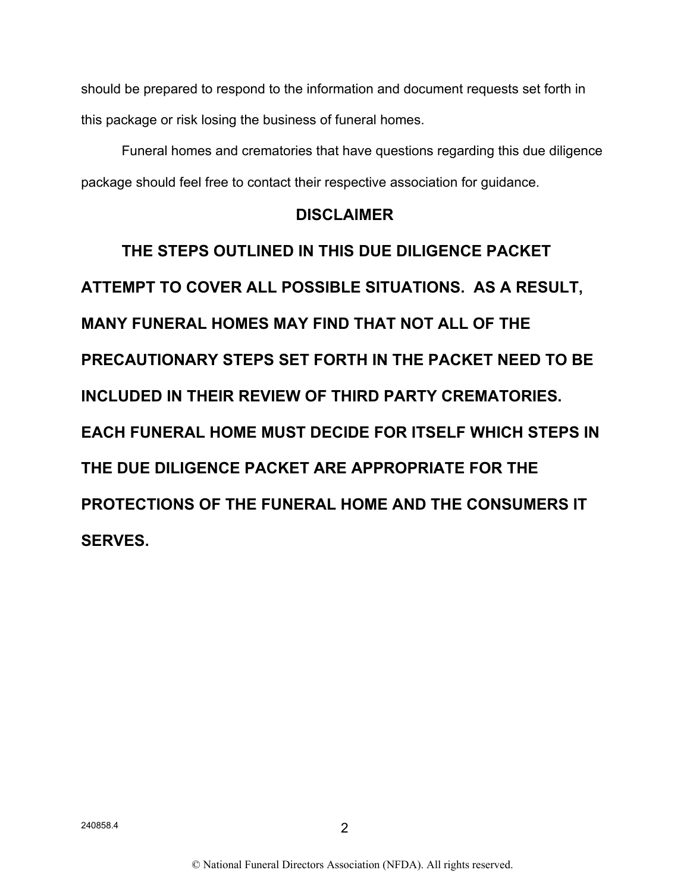should be prepared to respond to the information and document requests set forth in this package or risk losing the business of funeral homes.

Funeral homes and crematories that have questions regarding this due diligence package should feel free to contact their respective association for guidance.

## DISCLAIMER

**THE STEPS OUTLINED IN THIS DUE DILIGENCE PACKET ATTEMPT TO COVER ALL POSSIBLE SITUATIONS. AS A RESULT, MANY FUNERAL HOMES MAY FIND THAT NOT ALL OF THE PRECAUTIONARY STEPS SET FORTH IN THE PACKET NEED TO BE INCLUDED IN THEIR REVIEW OF THIRD PARTY CREMATORIES. EACH FUNERAL HOME MUST DECIDE FOR ITSELF WHICH STEPS IN THE DUE DILIGENCE PACKET ARE APPROPRIATE FOR THE PROTECTIONS OF THE FUNERAL HOME AND THE CONSUMERS IT SERVES.**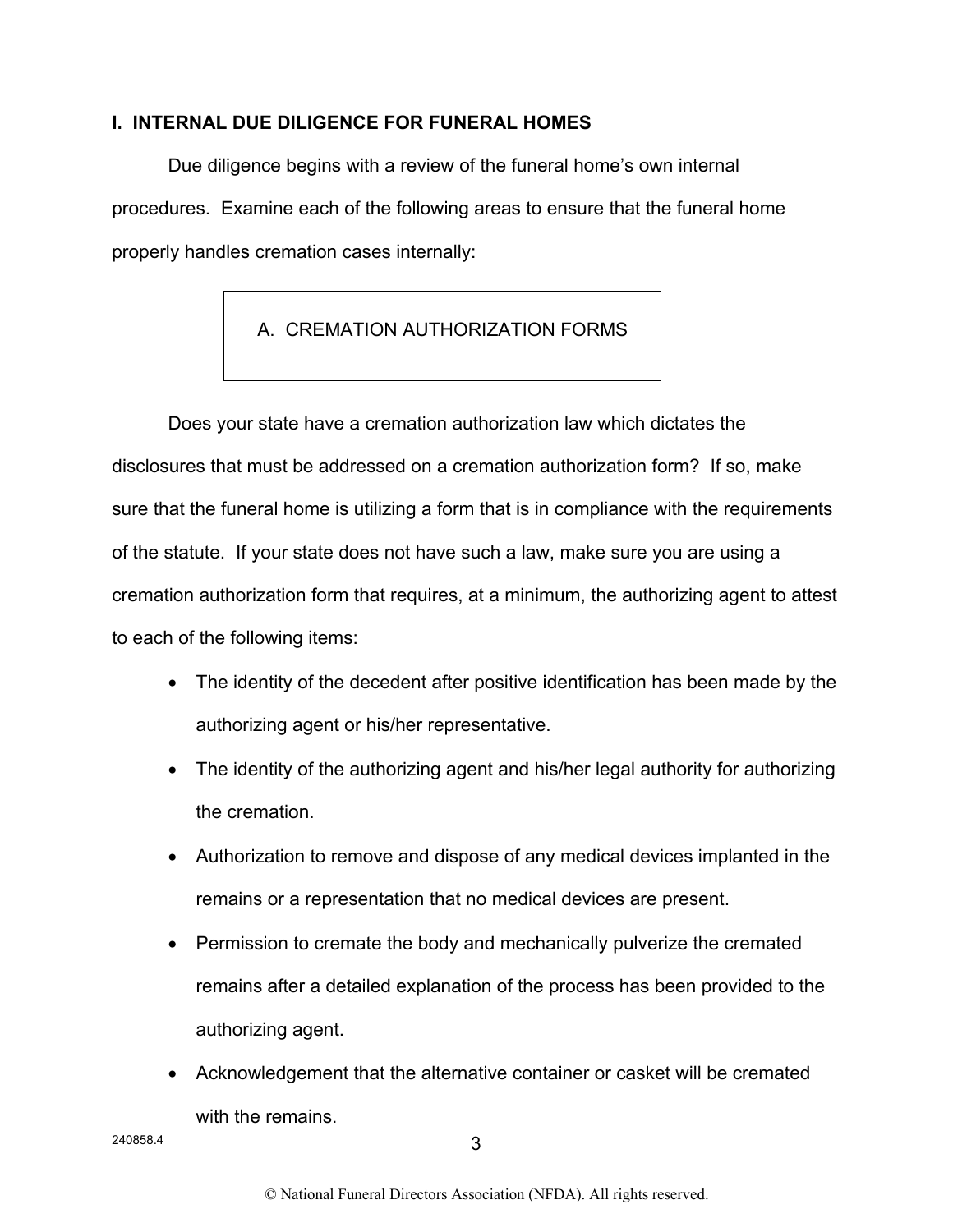## I. INTERNAL DUE DILIGENCE FOR FUNERAL HOMES

Due diligence begins with a review of the funeral home's own internal procedures. Examine each of the following areas to ensure that the funeral home properly handles cremation cases internally:

### A. CREMATION AUTHORIZATION FORMS

Does your state have a cremation authorization law which dictates the disclosures that must be addressed on a cremation authorization form? If so, make sure that the funeral home is utilizing a form that is in compliance with the requirements of the statute. If your state does not have such a law, make sure you are using a cremation authorization form that requires, at a minimum, the authorizing agent to attest to each of the following items:

- The identity of the decedent after positive identification has been made by the authorizing agent or his/her representative.
- The identity of the authorizing agent and his/her legal authority for authorizing the cremation.
- Authorization to remove and dispose of any medical devices implanted in the remains or a representation that no medical devices are present.
- Permission to cremate the body and mechanically pulverize the cremated remains after a detailed explanation of the process has been provided to the authorizing agent.
- Acknowledgement that the alternative container or casket will be cremated with the remains.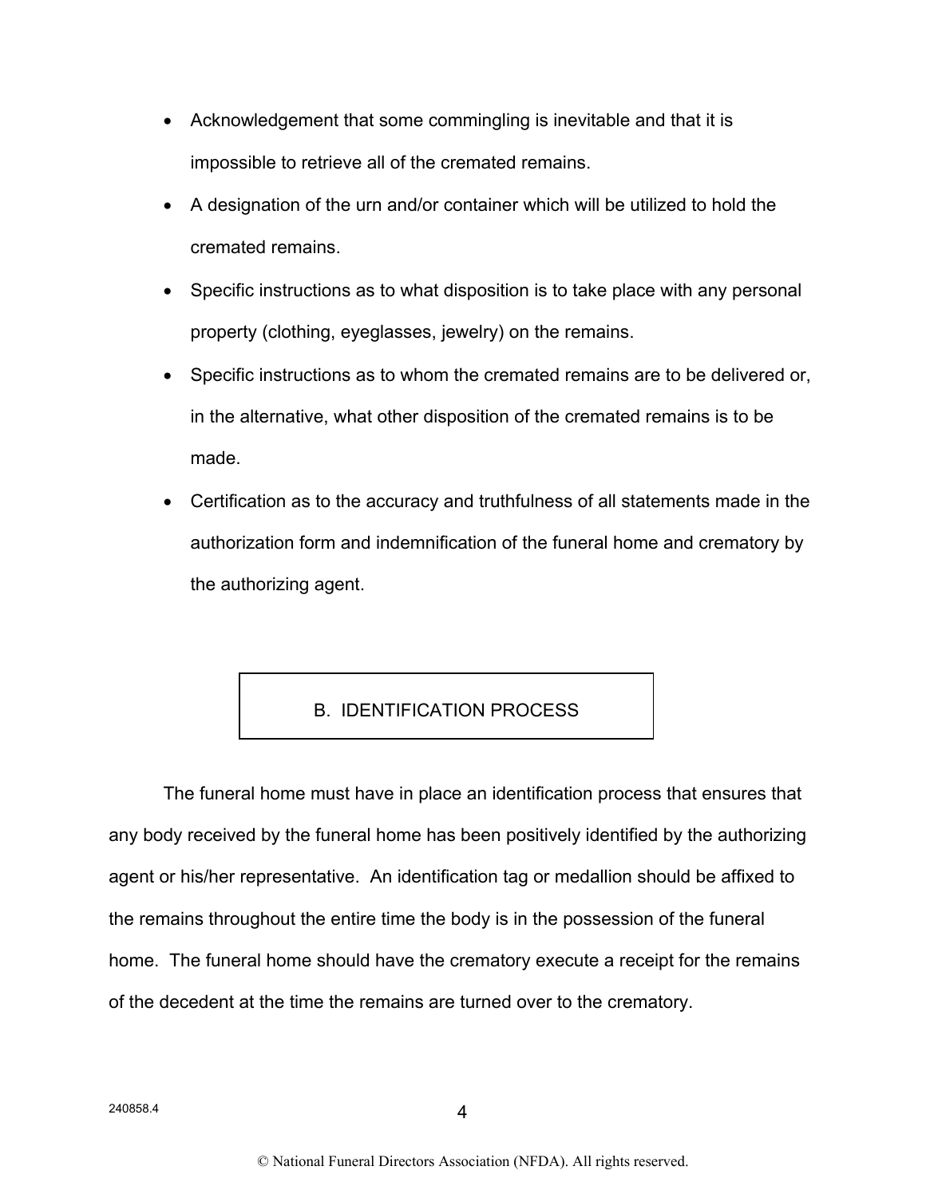- Acknowledgement that some commingling is inevitable and that it is impossible to retrieve all of the cremated remains.
- A designation of the urn and/or container which will be utilized to hold the cremated remains.
- Specific instructions as to what disposition is to take place with any personal property (clothing, eyeglasses, jewelry) on the remains.
- Specific instructions as to whom the cremated remains are to be delivered or, in the alternative, what other disposition of the cremated remains is to be made.
- Certification as to the accuracy and truthfulness of all statements made in the authorization form and indemnification of the funeral home and crematory by the authorizing agent.

## B. IDENTIFICATION PROCESS

The funeral home must have in place an identification process that ensures that any body received by the funeral home has been positively identified by the authorizing agent or his/her representative. An identification tag or medallion should be affixed to the remains throughout the entire time the body is in the possession of the funeral home. The funeral home should have the crematory execute a receipt for the remains of the decedent at the time the remains are turned over to the crematory.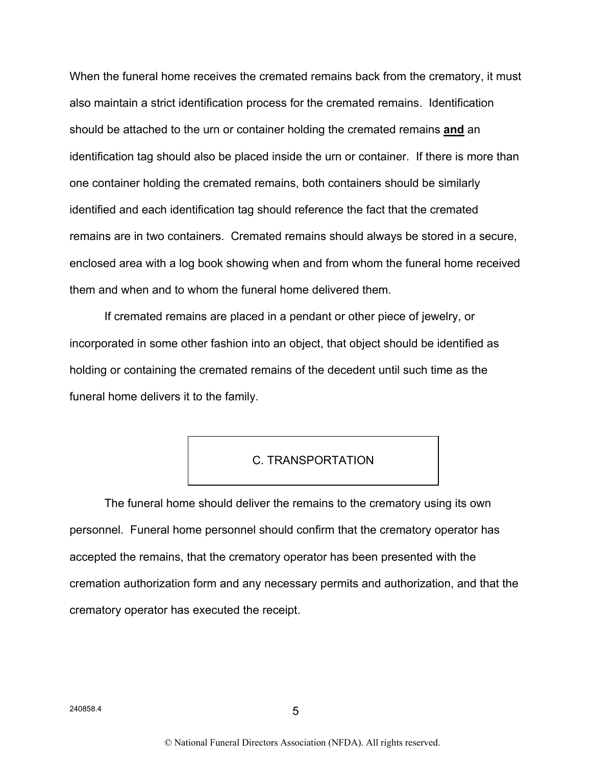When the funeral home receives the cremated remains back from the crematory, it must also maintain a strict identification process for the cremated remains. Identification should be attached to the urn or container holding the cremated remains **<u>and</u>** an identification tag should also be placed inside the urn or container. If there is more than one container holding the cremated remains, both containers should be similarly identified and each identification tag should reference the fact that the cremated remains are in two containers. Cremated remains should always be stored in a secure, enclosed area with a log book showing when and from whom the funeral home received them and when and to whom the funeral home delivered them.

If cremated remains are placed in a pendant or other piece of jewelry, or incorporated in some other fashion into an object, that object should be identified as holding or containing the cremated remains of the decedent until such time as the funeral home delivers it to the family.

## C. TRANSPORTATION

The funeral home should deliver the remains to the crematory using its own personnel. Funeral home personnel should confirm that the crematory operator has accepted the remains, that the crematory operator has been presented with the cremation authorization form and any necessary permits and authorization, and that the crematory operator has executed the receipt.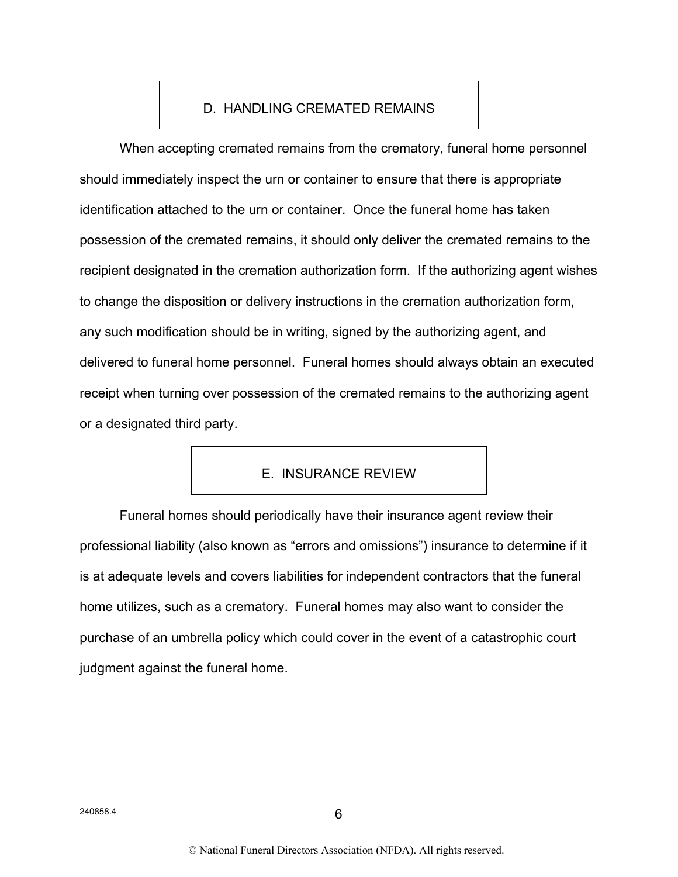## D. HANDLING CREMATED REMAINS

When accepting cremated remains from the crematory, funeral home personnel should immediately inspect the urn or container to ensure that there is appropriate identification attached to the urn or container. Once the funeral home has taken possession of the cremated remains, it should only deliver the cremated remains to the recipient designated in the cremation authorization form. If the authorizing agent wishes to change the disposition or delivery instructions in the cremation authorization form, any such modification should be in writing, signed by the authorizing agent, and delivered to funeral home personnel. Funeral homes should always obtain an executed receipt when turning over possession of the cremated remains to the authorizing agent or a designated third party.

## E. INSURANCE REVIEW

Funeral homes should periodically have their insurance agent review their professional liability (also known as "errors and omissions") insurance to determine if it is at adequate levels and covers liabilities for independent contractors that the funeral home utilizes, such as a crematory. Funeral homes may also want to consider the purchase of an umbrella policy which could cover in the event of a catastrophic court judgment against the funeral home.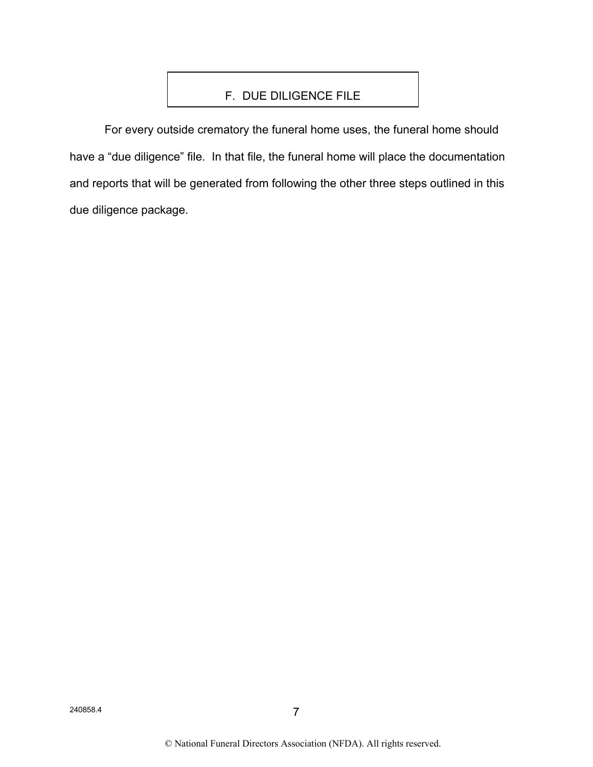## F. DUE DILIGENCE FILE

For every outside crematory the funeral home uses, the funeral home should have a “due diligence” file. In that file, the funeral home will place the documentation and reports that will be generated from following the other three steps outlined in this due diligence package.

240858.4

© National Funeral Directors Association (NFDA). All rights reserved.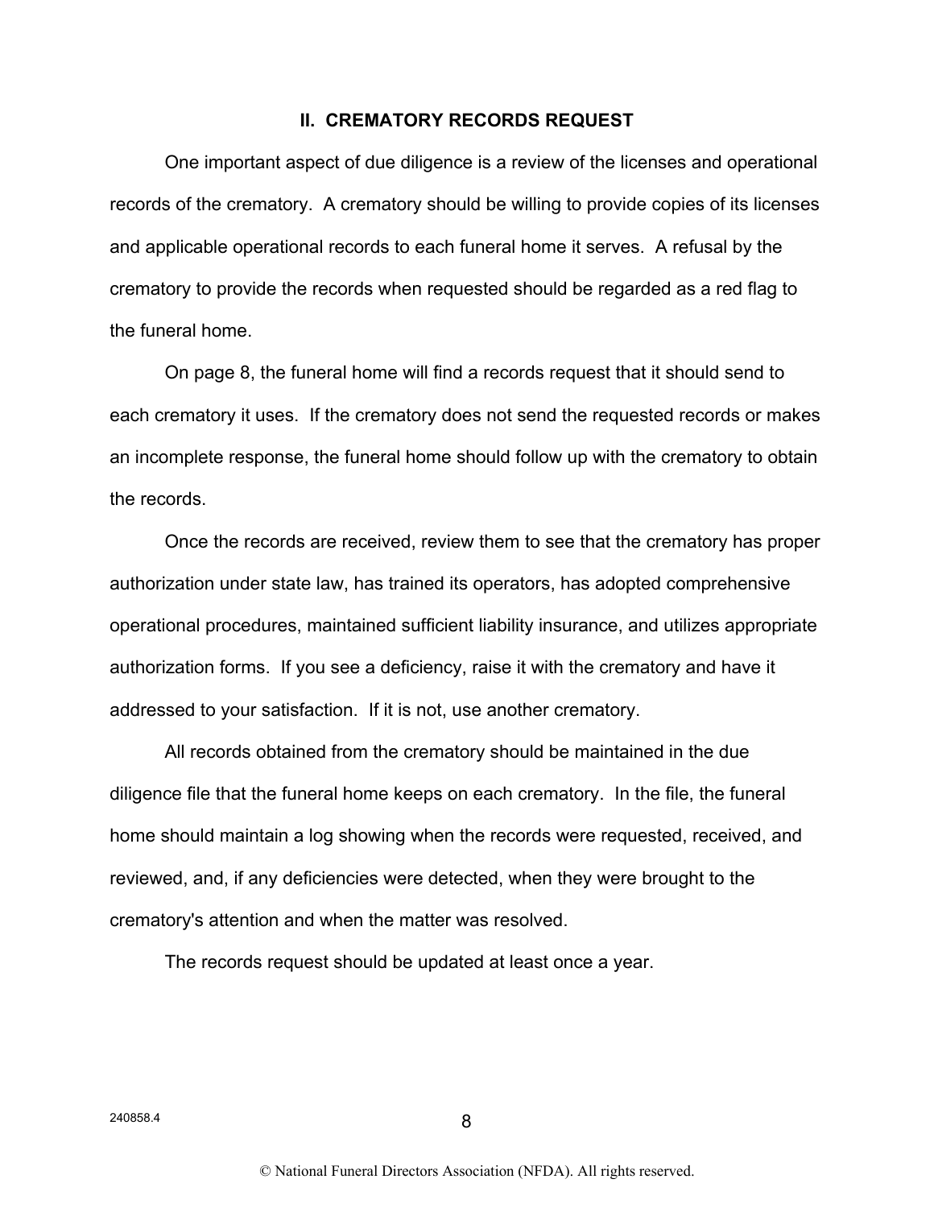## II. CREMATORY RECORDS REQUEST

One important aspect of due diligence is a review of the licenses and operational records of the crematory. A crematory should be willing to provide copies of its licenses and applicable operational records to each funeral home it serves. A refusal by the crematory to provide the records when requested should be regarded as a red flag to the funeral home.

On page 8, the funeral home will find a records request that it should send to each crematory it uses. If the crematory does not send the requested records or makes an incomplete response, the funeral home should follow up with the crematory to obtain the records.

Once the records are received, review them to see that the crematory has proper authorization under state law, has trained its operators, has adopted comprehensive operational procedures, maintained sufficient liability insurance, and utilizes appropriate authorization forms. If you see a deficiency, raise it with the crematory and have it addressed to your satisfaction. If it is not, use another crematory.

All records obtained from the crematory should be maintained in the due diligence file that the funeral home keeps on each crematory. In the file, the funeral home should maintain a log showing when the records were requested, received, and reviewed, and, if any deficiencies were detected, when they were brought to the crematory's attention and when the matter was resolved.

The records request should be updated at least once a year.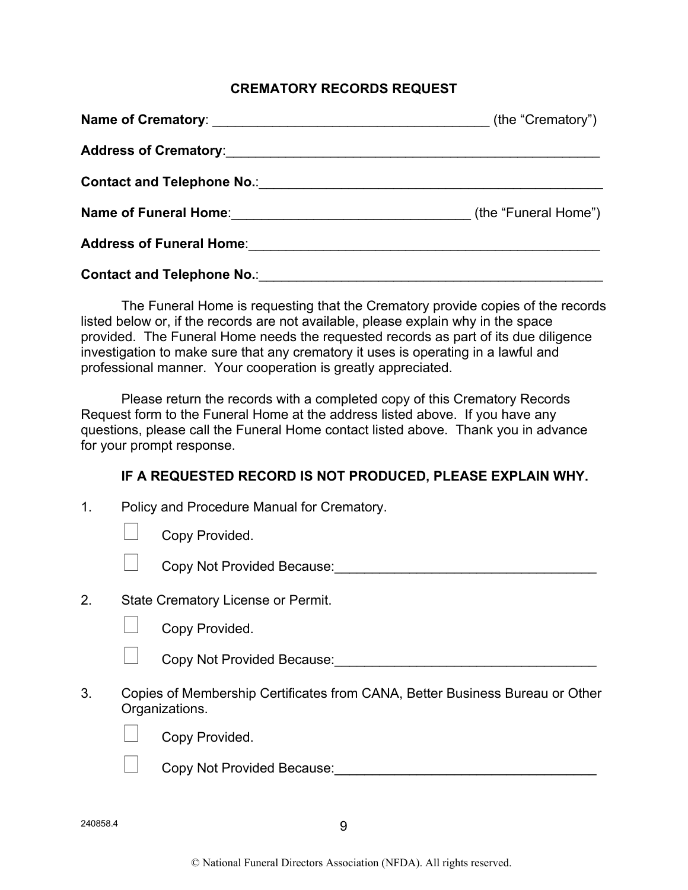## CREMATORY RECORDS REQUEST

**Name of Crematory**: _____________________________________ (the "Crematory")

**Address of Crematory**:___________________________________________________

**Contact and Telephone No.**:_______________________________________________

**Name of Funeral Home**:________________________________ (the "Funeral Home")

**Address of Funeral Home**:________________________________________________

**Contact and Telephone No.**:_______________________________________________

The Funeral Home is requesting that the Crematory provide copies of the records listed below or, if the records are not available, please explain why in the space provided. The Funeral Home needs the requested records as part of its due diligence investigation to make sure that any crematory it uses is operating in a lawful and professional manner. Your cooperation is greatly appreciated.

Please return the records with a completed copy of this Crematory Records Request form to the Funeral Home at the address listed above. If you have any questions, please call the Funeral Home contact listed above. Thank you in advance for your prompt response.

**IF A REQUESTED RECORD IS NOT PRODUCED, PLEASE EXPLAIN WHY.**

1. Policy and Procedure Manual for Crematory.

   ☐ Copy Provided.

   ☐ Copy Not Provided Because:___________________________________

2. State Crematory License or Permit.

   ☐ Copy Provided.

   ☐ Copy Not Provided Because:___________________________________

3. Copies of Membership Certificates from CANA, Better Business Bureau or Other Organizations.

   ☐ Copy Provided.

   ☐ Copy Not Provided Because:___________________________________

240858.4

© National Funeral Directors Association (NFDA). All rights reserved.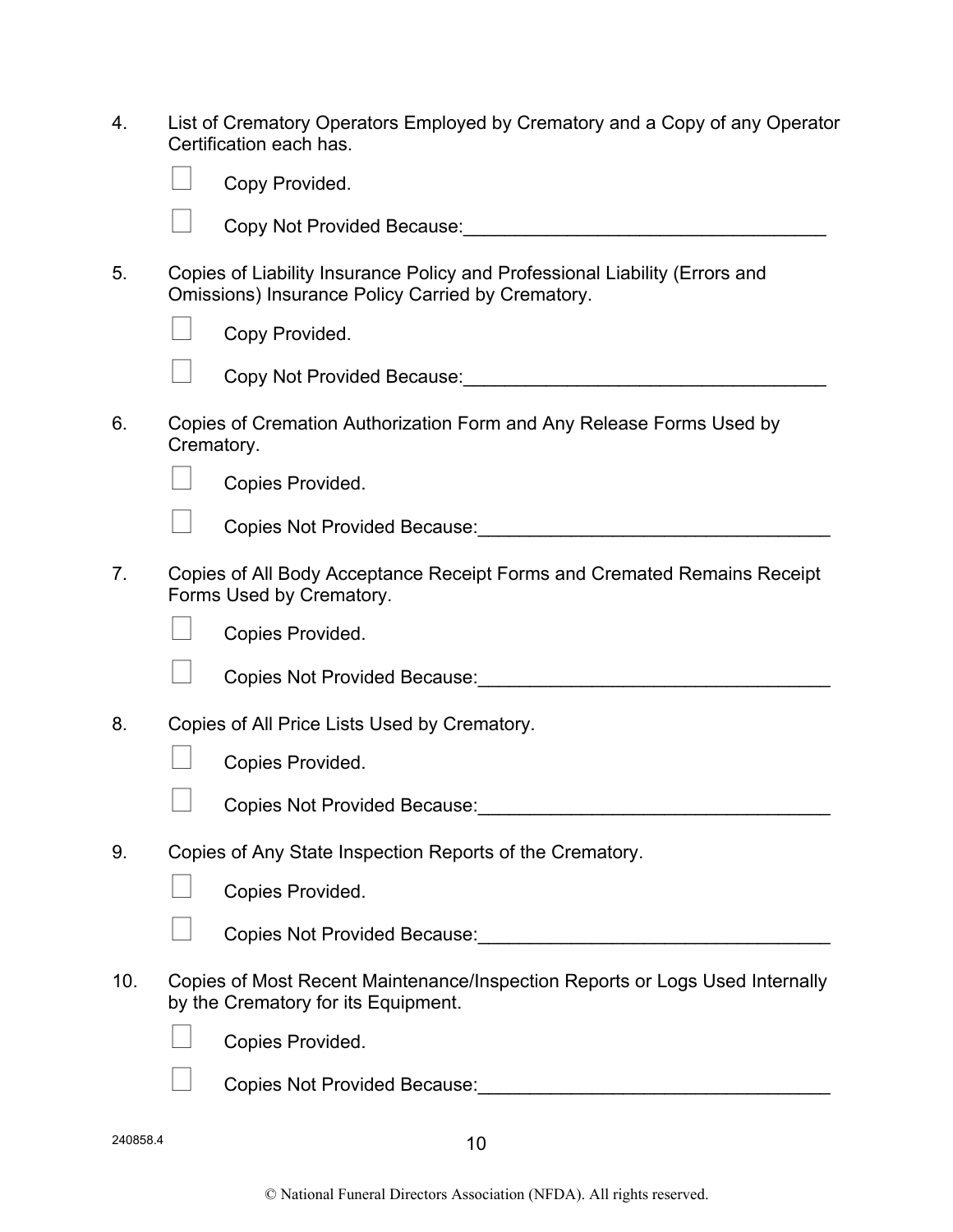4. List of Crematory Operators Employed by Crematory and a Copy of any Operator Certification each has.

   ☐ Copy Provided.

   ☐ Copy Not Provided Because:___________________________________

5. Copies of Liability Insurance Policy and Professional Liability (Errors and Omissions) Insurance Policy Carried by Crematory.

   ☐ Copy Provided.

   ☐ Copy Not Provided Because:___________________________________

6. Copies of Cremation Authorization Form and Any Release Forms Used by Crematory.

   ☐ Copies Provided.

   ☐ Copies Not Provided Because:_________________________________

7. Copies of All Body Acceptance Receipt Forms and Cremated Remains Receipt Forms Used by Crematory.

   ☐ Copies Provided.

   ☐ Copies Not Provided Because:_________________________________

8. Copies of All Price Lists Used by Crematory.

   ☐ Copies Provided.

   ☐ Copies Not Provided Because:_________________________________

9. Copies of Any State Inspection Reports of the Crematory.

   ☐ Copies Provided.

   ☐ Copies Not Provided Because:_________________________________

10. Copies of Most Recent Maintenance/Inspection Reports or Logs Used Internally by the Crematory for its Equipment.

   ☐ Copies Provided.

   ☐ Copies Not Provided Because:_________________________________

240858.4

© National Funeral Directors Association (NFDA). All rights reserved.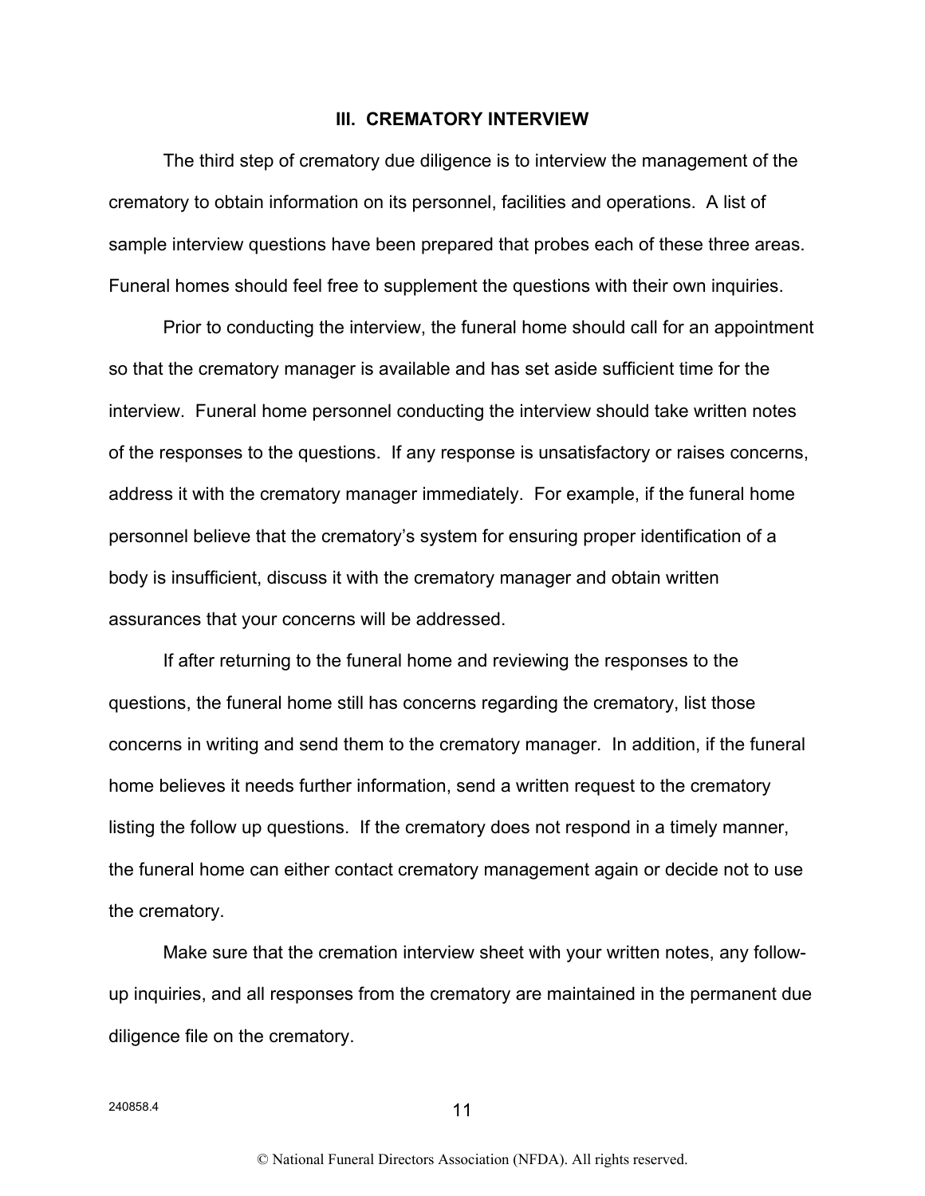## III. CREMATORY INTERVIEW

The third step of crematory due diligence is to interview the management of the crematory to obtain information on its personnel, facilities and operations. A list of sample interview questions have been prepared that probes each of these three areas. Funeral homes should feel free to supplement the questions with their own inquiries.

Prior to conducting the interview, the funeral home should call for an appointment so that the crematory manager is available and has set aside sufficient time for the interview. Funeral home personnel conducting the interview should take written notes of the responses to the questions. If any response is unsatisfactory or raises concerns, address it with the crematory manager immediately. For example, if the funeral home personnel believe that the crematory's system for ensuring proper identification of a body is insufficient, discuss it with the crematory manager and obtain written assurances that your concerns will be addressed.

If after returning to the funeral home and reviewing the responses to the questions, the funeral home still has concerns regarding the crematory, list those concerns in writing and send them to the crematory manager. In addition, if the funeral home believes it needs further information, send a written request to the crematory listing the follow up questions. If the crematory does not respond in a timely manner, the funeral home can either contact crematory management again or decide not to use the crematory.

Make sure that the cremation interview sheet with your written notes, any follow-up inquiries, and all responses from the crematory are maintained in the permanent due diligence file on the crematory.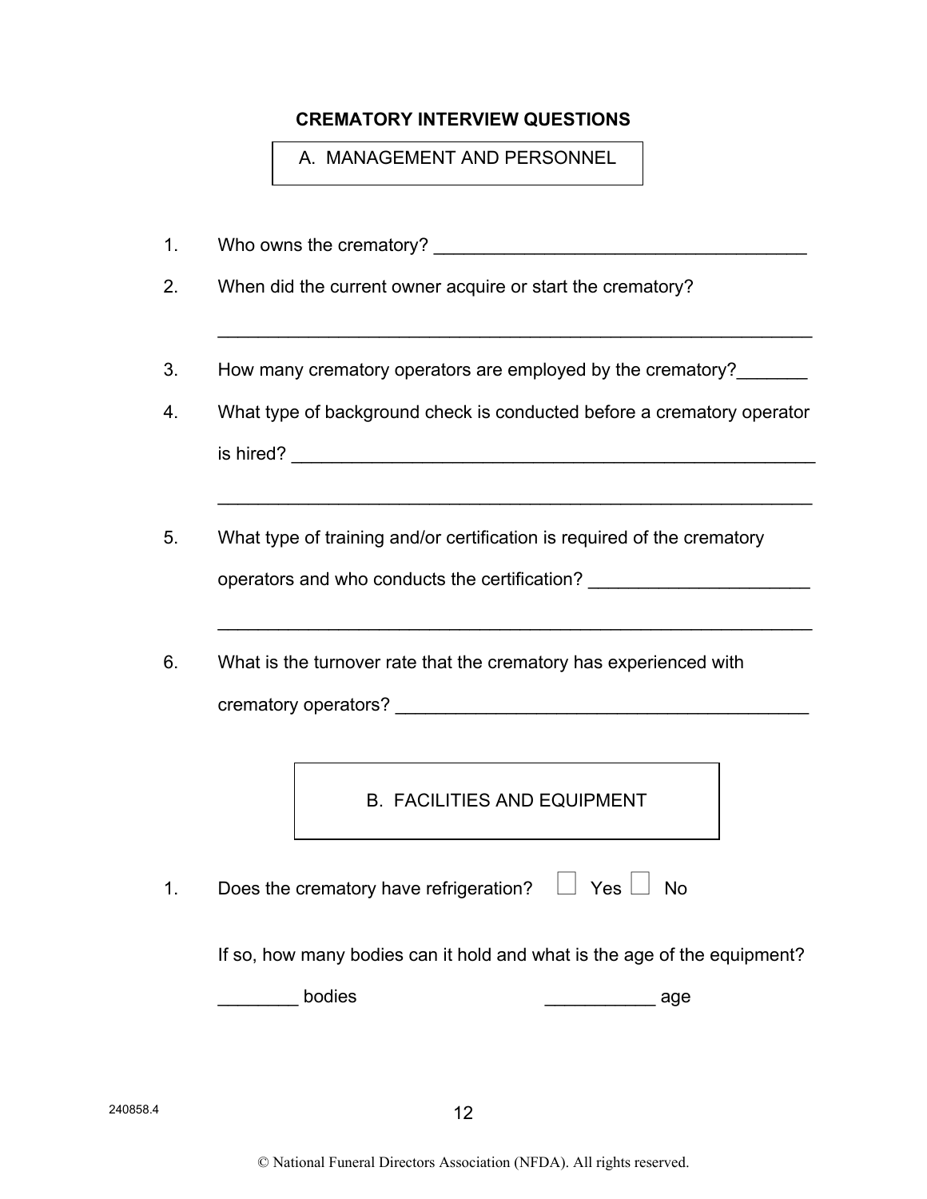## CREMATORY INTERVIEW QUESTIONS

### A. MANAGEMENT AND PERSONNEL

1. Who owns the crematory? _____________________________________

2. When did the current owner acquire or start the crematory?

   ___________________________________________________________

3. How many crematory operators are employed by the crematory?_______

4. What type of background check is conducted before a crematory operator is hired? _____________________________________________________

   ___________________________________________________________

5. What type of training and/or certification is required of the crematory operators and who conducts the certification? ______________________

   ___________________________________________________________

6. What is the turnover rate that the crematory has experienced with crematory operators? _________________________________________

### B. FACILITIES AND EQUIPMENT

1. Does the crematory have refrigeration? ☐ Yes ☐ No

   If so, how many bodies can it hold and what is the age of the equipment?

   ________ bodies ___________ age

240858.4

© National Funeral Directors Association (NFDA). All rights reserved.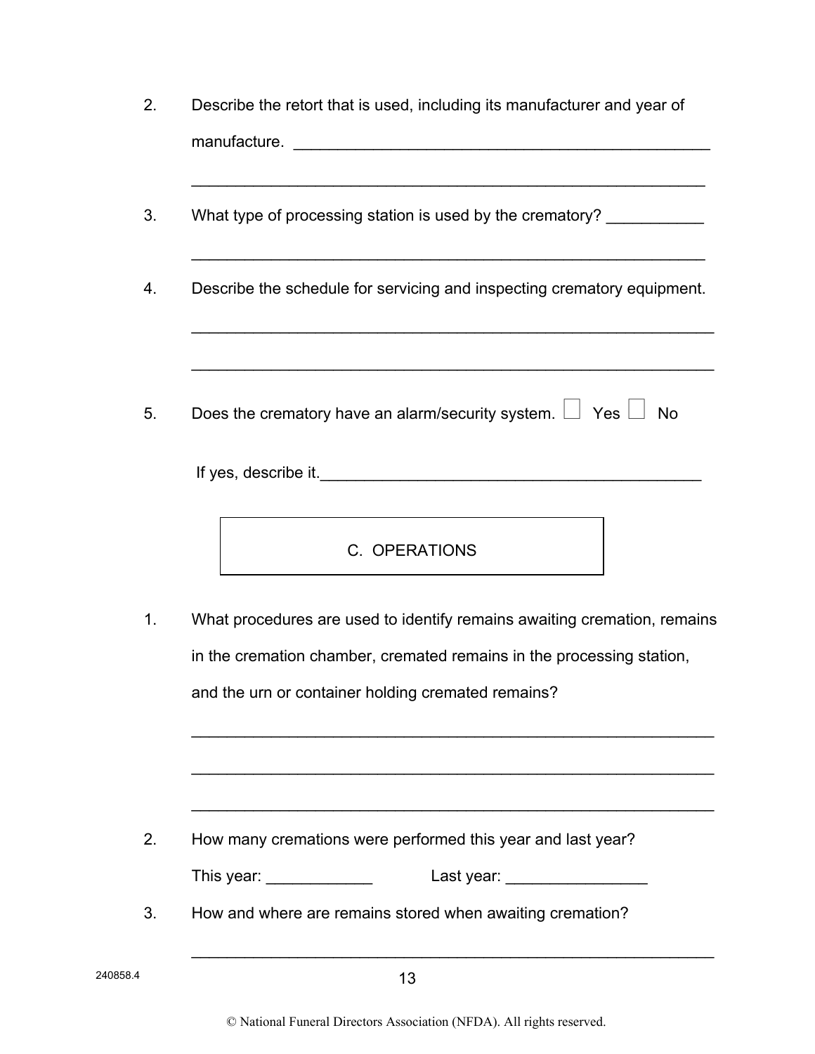2. Describe the retort that is used, including its manufacturer and year of manufacture. ________________________________________________

__________________________________________________________

3. What type of processing station is used by the crematory? ___________

__________________________________________________________

4. Describe the schedule for servicing and inspecting crematory equipment.

__________________________________________________________

__________________________________________________________

5. Does the crematory have an alarm/security system. ☐ Yes ☐ No

If yes, describe it.___________________________________________

## C. OPERATIONS

1. What procedures are used to identify remains awaiting cremation, remains in the cremation chamber, cremated remains in the processing station, and the urn or container holding cremated remains?

__________________________________________________________

__________________________________________________________

__________________________________________________________

2. How many cremations were performed this year and last year?

This year: ____________ Last year: ________________

3. How and where are remains stored when awaiting cremation?

__________________________________________________________

240858.4

© National Funeral Directors Association (NFDA). All rights reserved.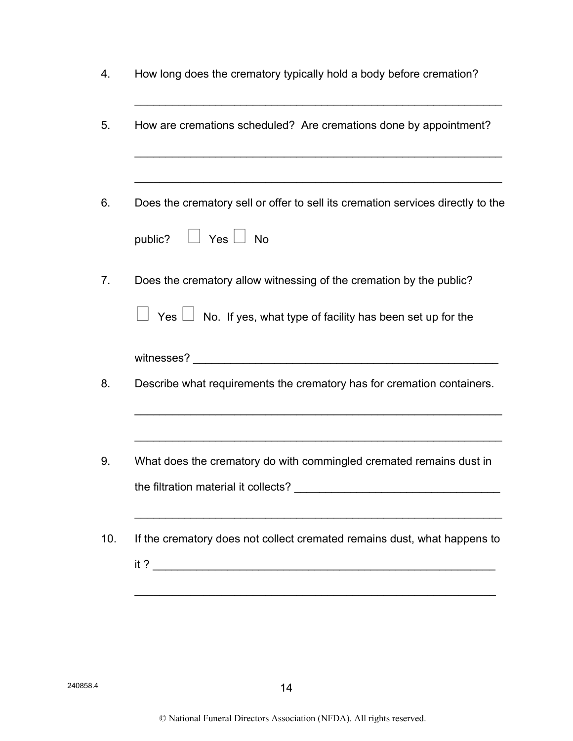4. How long does the crematory typically hold a body before cremation?

   ____________________________________________________________

5. How are cremations scheduled? Are cremations done by appointment?

   ____________________________________________________________

   ____________________________________________________________

6. Does the crematory sell or offer to sell its cremation services directly to the public? ☐ Yes ☐ No

7. Does the crematory allow witnessing of the cremation by the public?

   ☐ Yes ☐ No. If yes, what type of facility has been set up for the witnesses? __________________________________________________

8. Describe what requirements the crematory has for cremation containers.

   ____________________________________________________________

   ____________________________________________________________

9. What does the crematory do with commingled cremated remains dust in the filtration material it collects? _________________________________

   ____________________________________________________________

10. If the crematory does not collect cremated remains dust, what happens to it ? _________________________________________________________

    ____________________________________________________________

240858.4

© National Funeral Directors Association (NFDA). All rights reserved.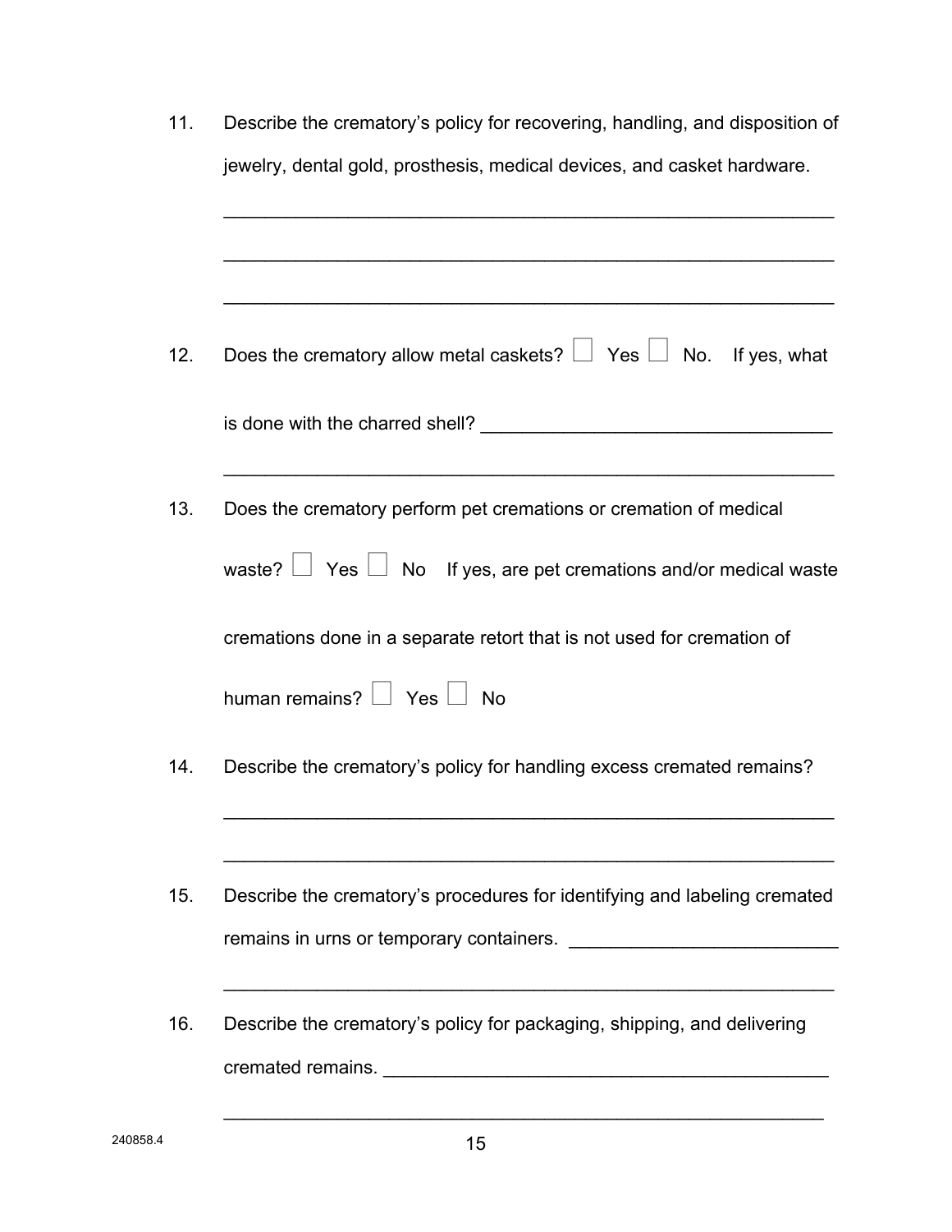11. Describe the crematory's policy for recovering, handling, and disposition of jewelry, dental gold, prosthesis, medical devices, and casket hardware.

    ____________________________________________________________

    ____________________________________________________________

    ____________________________________________________________

12. Does the crematory allow metal caskets? ☐ Yes ☐ No. If yes, what is done with the charred shell? ______________________________________

    ____________________________________________________________

13. Does the crematory perform pet cremations or cremation of medical waste? ☐ Yes ☐ No If yes, are pet cremations and/or medical waste cremations done in a separate retort that is not used for cremation of human remains? ☐ Yes ☐ No

14. Describe the crematory's policy for handling excess cremated remains?

    ____________________________________________________________

    ____________________________________________________________

15. Describe the crematory's procedures for identifying and labeling cremated remains in urns or temporary containers. ___________________________

    ____________________________________________________________

16. Describe the crematory's policy for packaging, shipping, and delivering cremated remains. _______________________________________________

    ____________________________________________________________

240858.4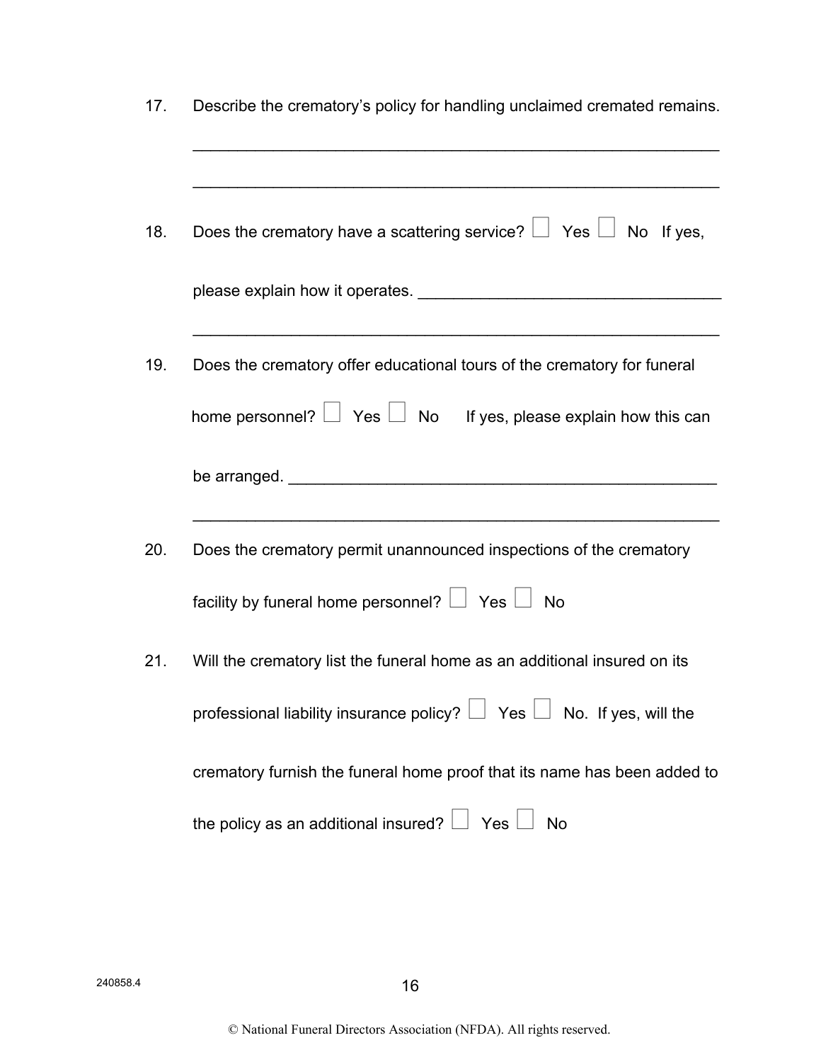17. Describe the crematory's policy for handling unclaimed cremated remains.

    ____________________________________________________________

    ____________________________________________________________

18. Does the crematory have a scattering service? ☐ Yes ☐ No If yes, please explain how it operates. __________________________________

    ____________________________________________________________

19. Does the crematory offer educational tours of the crematory for funeral home personnel? ☐ Yes ☐ No If yes, please explain how this can be arranged. ________________________________________________

    ____________________________________________________________

20. Does the crematory permit unannounced inspections of the crematory facility by funeral home personnel? ☐ Yes ☐ No

21. Will the crematory list the funeral home as an additional insured on its professional liability insurance policy? ☐ Yes ☐ No. If yes, will the crematory furnish the funeral home proof that its name has been added to the policy as an additional insured? ☐ Yes ☐ No

240858.4

© National Funeral Directors Association (NFDA). All rights reserved.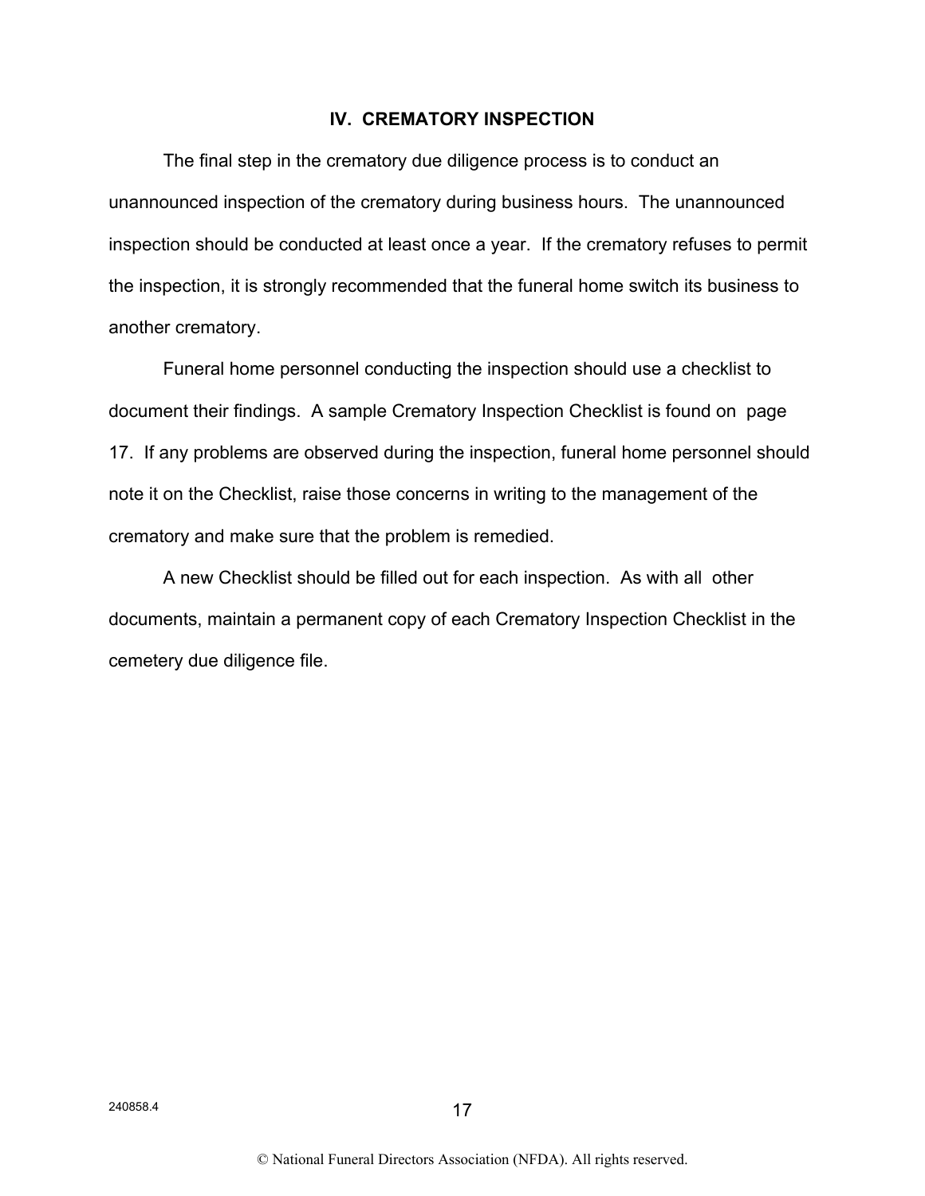## IV. CREMATORY INSPECTION

The final step in the crematory due diligence process is to conduct an unannounced inspection of the crematory during business hours. The unannounced inspection should be conducted at least once a year. If the crematory refuses to permit the inspection, it is strongly recommended that the funeral home switch its business to another crematory.

Funeral home personnel conducting the inspection should use a checklist to document their findings. A sample Crematory Inspection Checklist is found on page 17. If any problems are observed during the inspection, funeral home personnel should note it on the Checklist, raise those concerns in writing to the management of the crematory and make sure that the problem is remedied.

A new Checklist should be filled out for each inspection. As with all other documents, maintain a permanent copy of each Crematory Inspection Checklist in the cemetery due diligence file.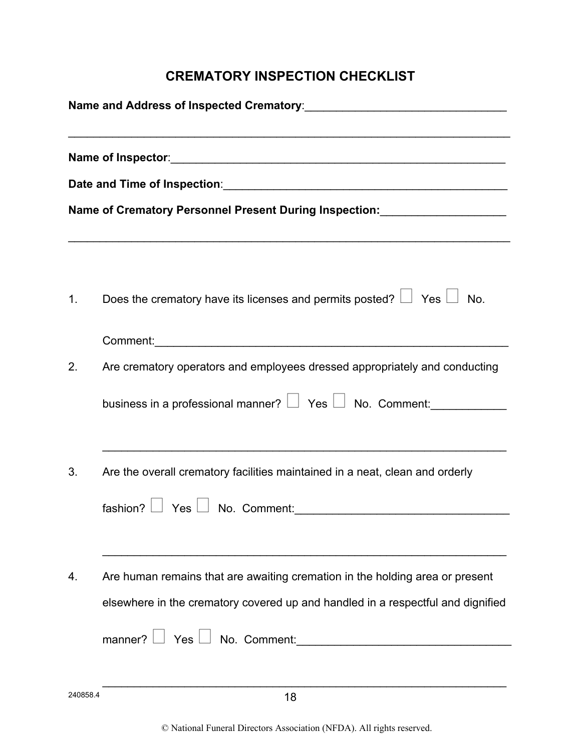# CREMATORY INSPECTION CHECKLIST

**Name and Address of Inspected Crematory**:________________________________

______________________________________________________________________

**Name of Inspector**:________________________________________________

**Date and Time of Inspection**:_________________________________________

**Name of Crematory Personnel Present During Inspection:**____________________

______________________________________________________________________

1. Does the crematory have its licenses and permits posted? ☐ Yes ☐ No.

   Comment:___________________________________________________________

2. Are crematory operators and employees dressed appropriately and conducting business in a professional manner? ☐ Yes ☐ No. Comment:____________

   _________________________________________________________________

3. Are the overall crematory facilities maintained in a neat, clean and orderly fashion? ☐ Yes ☐ No. Comment:__________________________________

   _________________________________________________________________

4. Are human remains that are awaiting cremation in the holding area or present elsewhere in the crematory covered up and handled in a respectful and dignified manner? ☐ Yes ☐ No. Comment:__________________________________

   _________________________________________________________________

240858.4

© National Funeral Directors Association (NFDA). All rights reserved.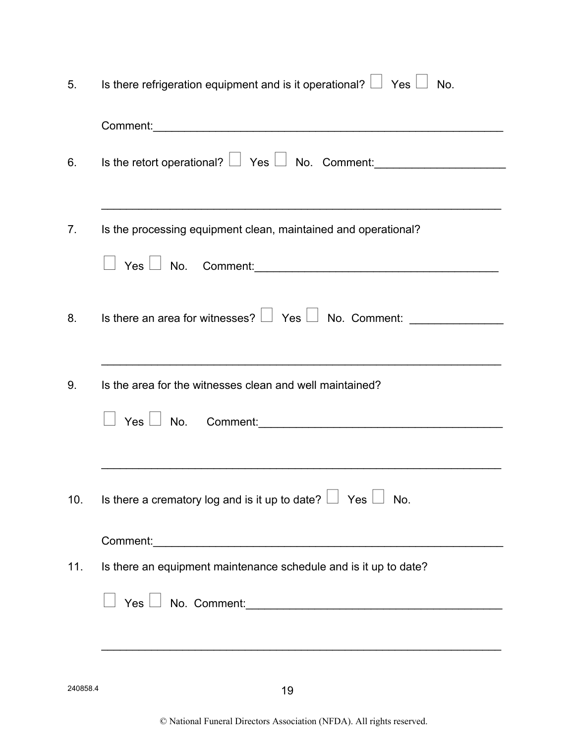5. Is there refrigeration equipment and is it operational? ☐ Yes ☐ No.

   Comment:_______________________________________________________

6. Is the retort operational? ☐ Yes ☐ No. Comment:____________________

   _______________________________________________________________

7. Is the processing equipment clean, maintained and operational?

   ☐ Yes ☐ No. Comment:_______________________________________

8. Is there an area for witnesses? ☐ Yes ☐ No. Comment: ______________

   _______________________________________________________________

9. Is the area for the witnesses clean and well maintained?

   ☐ Yes ☐ No. Comment:_______________________________________

   _______________________________________________________________

10. Is there a crematory log and is it up to date? ☐ Yes ☐ No.

    Comment:_______________________________________________________

11. Is there an equipment maintenance schedule and is it up to date?

    ☐ Yes ☐ No. Comment:_______________________________________

    _______________________________________________________________

240858.4

© National Funeral Directors Association (NFDA). All rights reserved.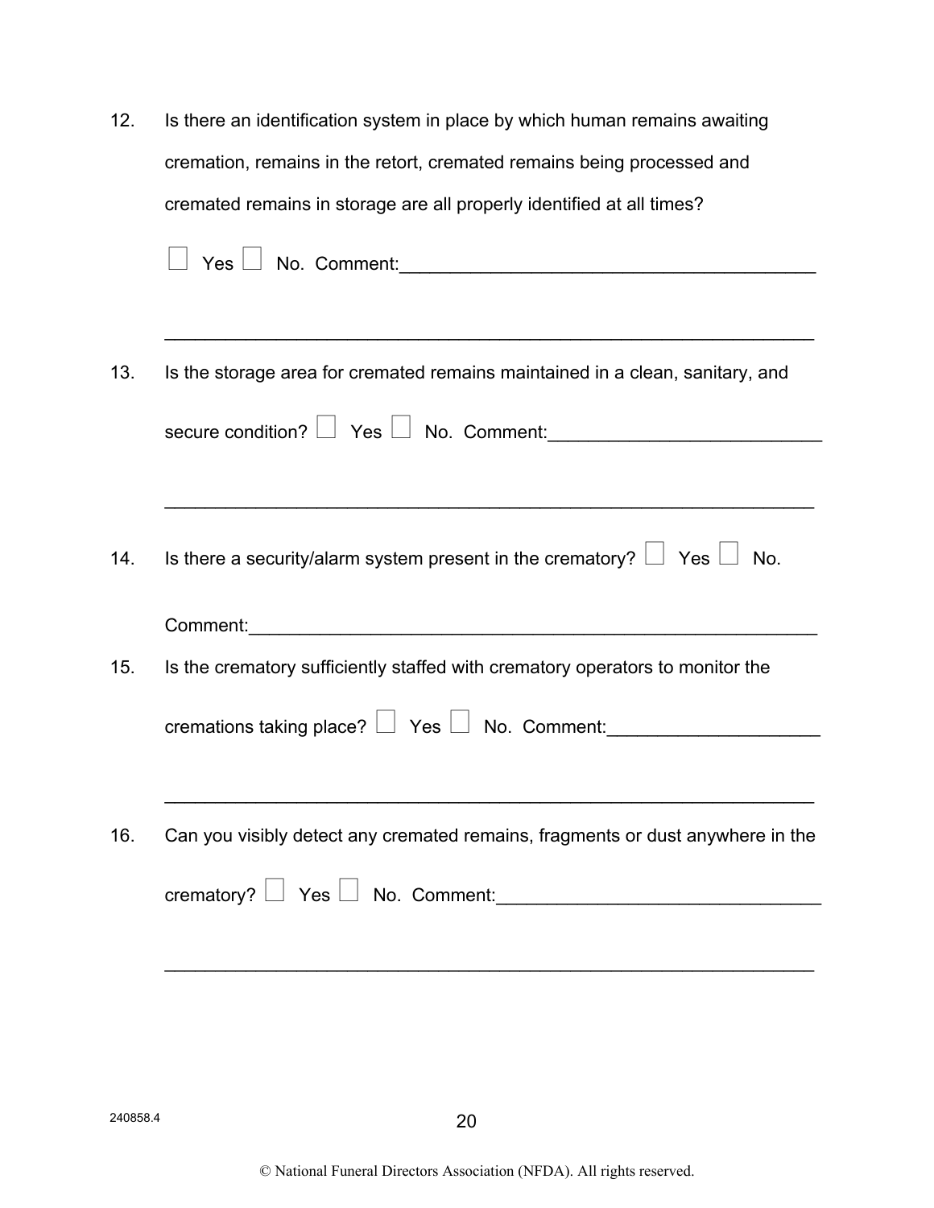12. Is there an identification system in place by which human remains awaiting cremation, remains in the retort, cremated remains being processed and cremated remains in storage are all properly identified at all times?

    ☐ Yes ☐ No. Comment:_________________________________________

    ______________________________________________________________

13. Is the storage area for cremated remains maintained in a clean, sanitary, and secure condition? ☐ Yes ☐ No. Comment:___________________________

    ______________________________________________________________

14. Is there a security/alarm system present in the crematory? ☐ Yes ☐ No.

    Comment:_________________________________________________________

15. Is the crematory sufficiently staffed with crematory operators to monitor the cremations taking place? ☐ Yes ☐ No. Comment:_____________________

    ______________________________________________________________

16. Can you visibly detect any cremated remains, fragments or dust anywhere in the crematory? ☐ Yes ☐ No. Comment:________________________________

    ______________________________________________________________

240858.4

© National Funeral Directors Association (NFDA). All rights reserved.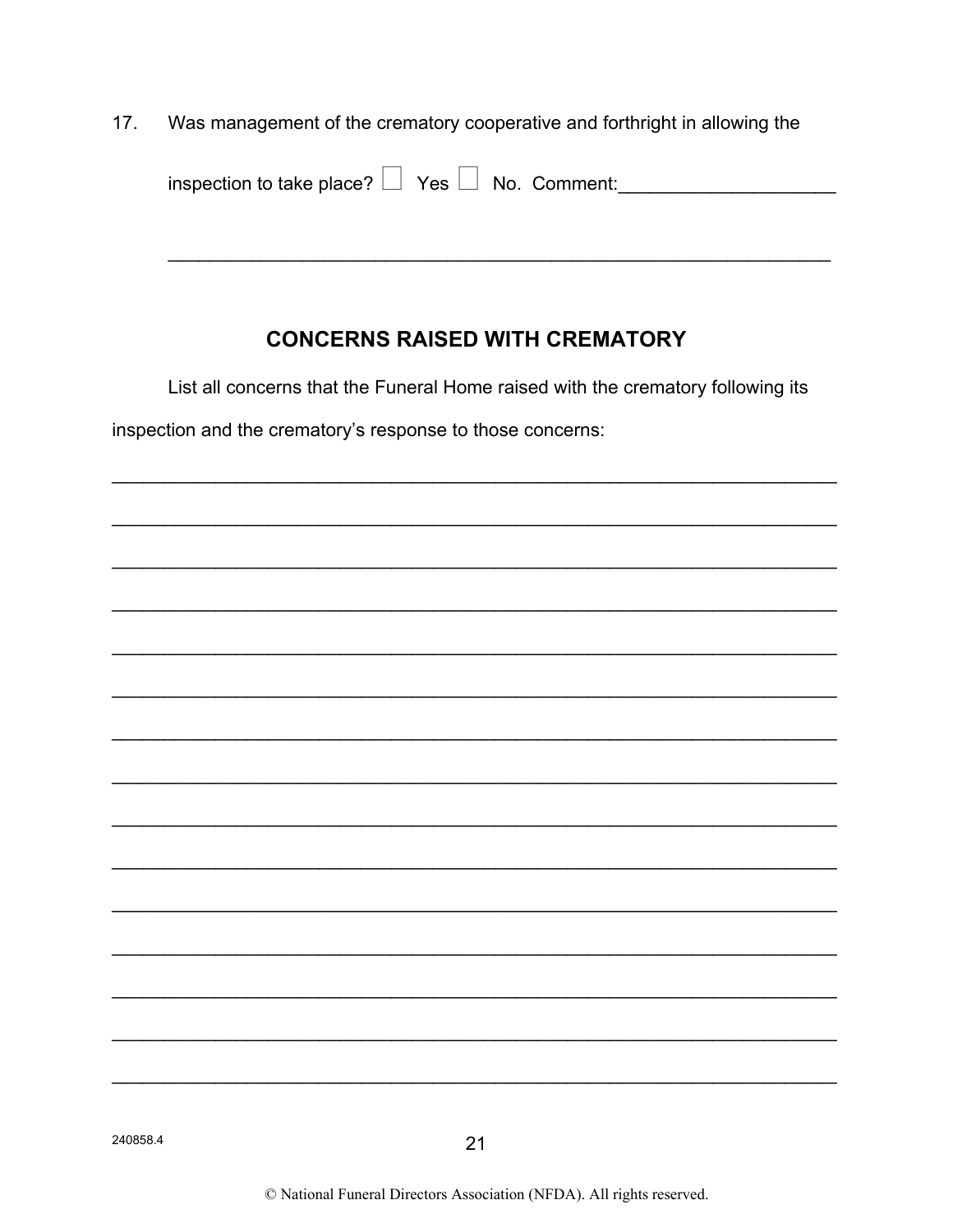17. Was management of the crematory cooperative and forthright in allowing the inspection to take place? ☐ Yes ☐ No. Comment:____________________

_________________________________________________________________

## CONCERNS RAISED WITH CREMATORY

List all concerns that the Funeral Home raised with the crematory following its inspection and the crematory's response to those concerns:

_____________________________________________________________________

_____________________________________________________________________

_____________________________________________________________________

_____________________________________________________________________

_____________________________________________________________________

_____________________________________________________________________

_____________________________________________________________________

_____________________________________________________________________

_____________________________________________________________________

_____________________________________________________________________

_____________________________________________________________________

_____________________________________________________________________

_____________________________________________________________________

_____________________________________________________________________

_____________________________________________________________________

240858.4

© National Funeral Directors Association (NFDA). All rights reserved.